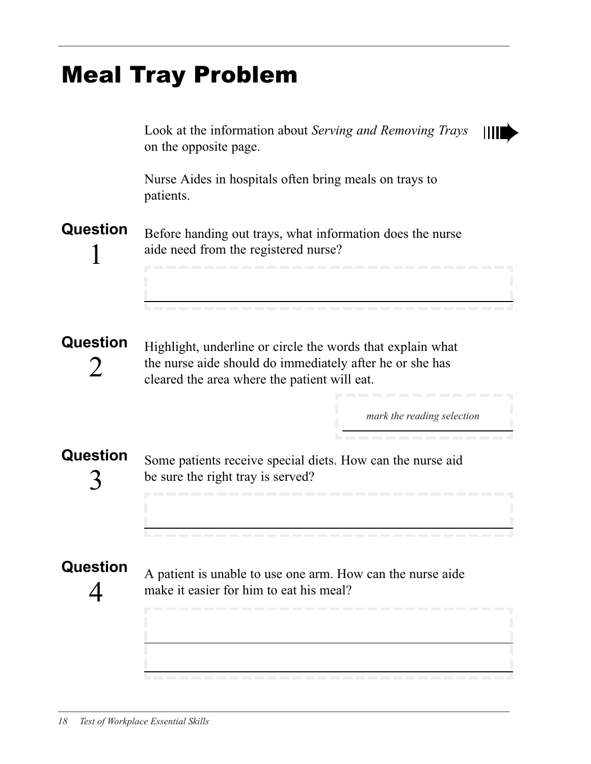# Meal Tray Problem

Look at the information about *Serving and Removing Trays* on the opposite page.

Nurse Aides in hospitals often bring meals on trays to patients.

**Question 1**

Before handing out trays, what information does the nurse aide need from the registered nurse?

\_\_\_\_\_\_\_\_\_\_\_\_\_\_\_\_\_\_\_\_\_\_\_\_\_\_\_\_\_\_\_\_\_\_\_\_\_\_\_\_

**Question 2**

Highlight, underline or circle the words that explain what the nurse aide should do immediately after he or she has cleared the area where the patient will eat.

*mark the reading selection*

**Question 3**

Some patients receive special diets. How can the nurse aid be sure the right tray is served?

\_\_\_\_\_\_\_\_\_\_\_\_\_\_\_\_\_\_\_\_\_\_\_\_\_\_\_\_\_\_\_\_\_\_\_\_\_\_\_\_

**Question 4**

A patient is unable to use one arm. How can the nurse aide make it easier for him to eat his meal?

\_\_\_\_\_\_\_\_\_\_\_\_\_\_\_\_\_\_\_\_\_\_\_\_\_\_\_\_\_\_\_\_\_\_\_\_\_\_\_\_

\_\_\_\_\_\_\_\_\_\_\_\_\_\_\_\_\_\_\_\_\_\_\_\_\_\_\_\_\_\_\_\_\_\_\_\_\_\_\_\_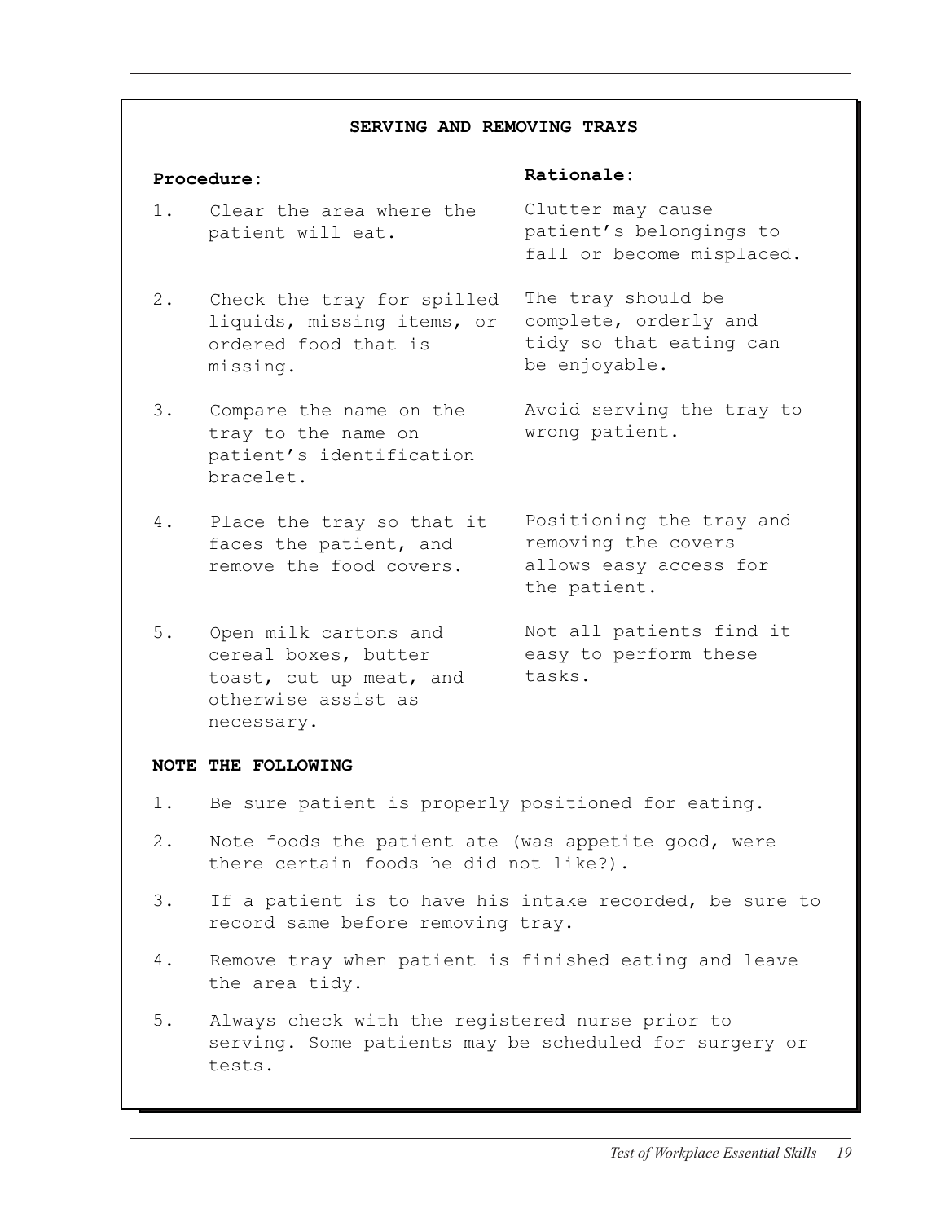## SERVING AND REMOVING TRAYS

| Procedure: | Rationale: |
|---|---|
| 1. Clear the area where the patient will eat. | Clutter may cause patient's belongings to fall or become misplaced. |
| 2. Check the tray for spilled liquids, missing items, or ordered food that is missing. | The tray should be complete, orderly and tidy so that eating can be enjoyable. |
| 3. Compare the name on the tray to the name on patient's identification bracelet. | Avoid serving the tray to wrong patient. |
| 4. Place the tray so that it faces the patient, and remove the food covers. | Positioning the tray and removing the covers allows easy access for the patient. |
| 5. Open milk cartons and cereal boxes, butter toast, cut up meat, and otherwise assist as necessary. | Not all patients find it easy to perform these tasks. |

**NOTE THE FOLLOWING**

1. Be sure patient is properly positioned for eating.
2. Note foods the patient ate (was appetite good, were there certain foods he did not like?).
3. If a patient is to have his intake recorded, be sure to record same before removing tray.
4. Remove tray when patient is finished eating and leave the area tidy.
5. Always check with the registered nurse prior to serving. Some patients may be scheduled for surgery or tests.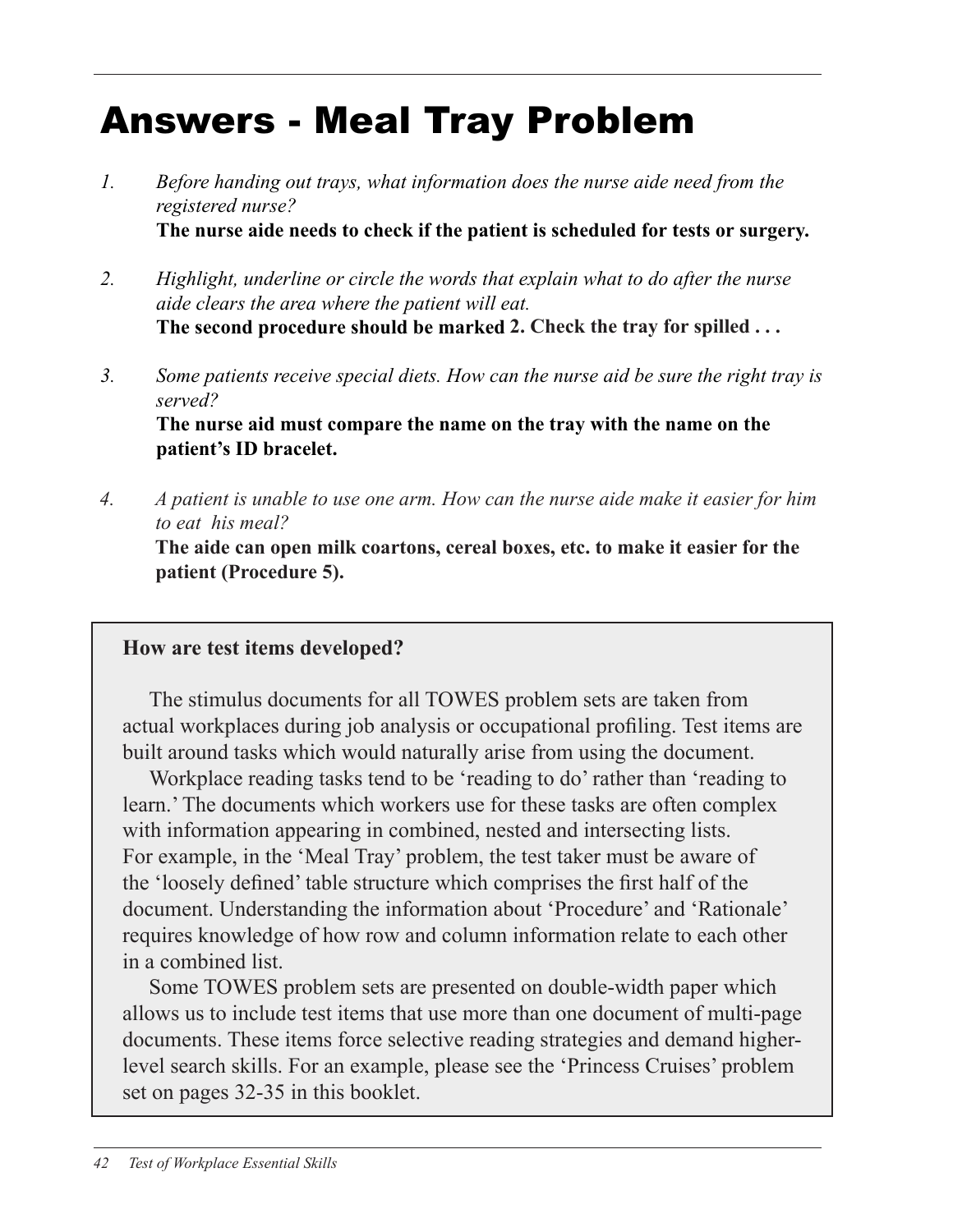# Answers - Meal Tray Problem

1. *Before handing out trays, what information does the nurse aide need from the registered nurse?*
   **The nurse aide needs to check if the patient is scheduled for tests or surgery.**

2. *Highlight, underline or circle the words that explain what to do after the nurse aide clears the area where the patient will eat.*
   **The second procedure should be marked 2. Check the tray for spilled . . .**

3. *Some patients receive special diets. How can the nurse aid be sure the right tray is served?*
   **The nurse aid must compare the name on the tray with the name on the patient's ID bracelet.**

4. *A patient is unable to use one arm. How can the nurse aide make it easier for him to eat his meal?*
   **The aide can open milk coartons, cereal boxes, etc. to make it easier for the patient (Procedure 5).**

---

**How are test items developed?**

The stimulus documents for all TOWES problem sets are taken from actual workplaces during job analysis or occupational profiling. Test items are built around tasks which would naturally arise from using the document.

Workplace reading tasks tend to be 'reading to do' rather than 'reading to learn.' The documents which workers use for these tasks are often complex with information appearing in combined, nested and intersecting lists. For example, in the 'Meal Tray' problem, the test taker must be aware of the 'loosely defined' table structure which comprises the first half of the document. Understanding the information about 'Procedure' and 'Rationale' requires knowledge of how row and column information relate to each other in a combined list.

Some TOWES problem sets are presented on double-width paper which allows us to include test items that use more than one document of multi-page documents. These items force selective reading strategies and demand higher-level search skills. For an example, please see the 'Princess Cruises' problem set on pages 32-35 in this booklet.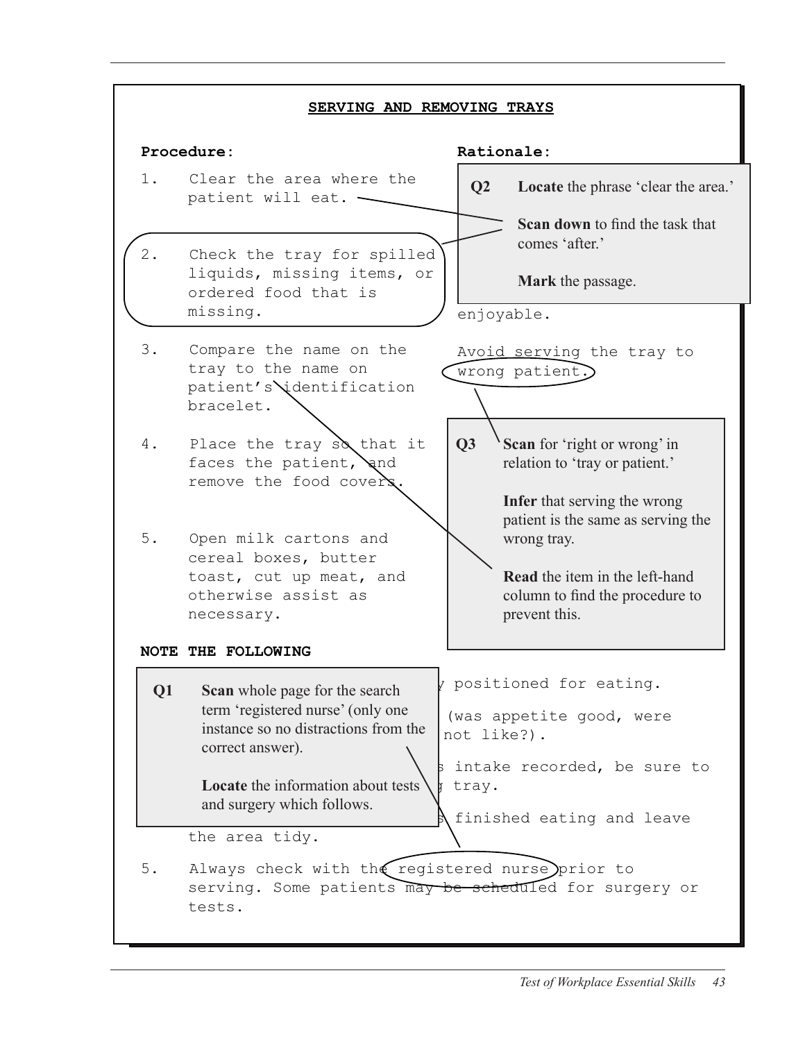## SERVING AND REMOVING TRAYS

**Procedure:**

1. Clear the area where the patient will eat.

2. Check the tray for spilled liquids, missing items, or ordered food that is missing.

3. Compare the name on the tray to the name on patient's identification bracelet.

4. Place the tray so that it faces the patient, and remove the food covers.

5. Open milk cartons and cereal boxes, butter toast, cut up meat, and otherwise assist as necessary.

**Rationale:**

enjoyable.

Avoid serving the tray to wrong patient.

> **Q2** **Locate** the phrase 'clear the area.'
>
> **Scan down** to find the task that comes 'after.'
>
> **Mark** the passage.

> **Q3** **Scan** for 'right or wrong' in relation to 'tray or patient.'
>
> **Infer** that serving the wrong patient is the same as serving the wrong tray.
>
> **Read** the item in the left-hand column to find the procedure to prevent this.

**NOTE THE FOLLOWING**

positioned for eating.

(was appetite good, were ... not like?).

intake recorded, be sure to ... tray.

finished eating and leave the area tidy.

5. Always check with the registered nurse prior to serving. Some patients may be scheduled for surgery or tests.

> **Q1** **Scan** whole page for the search term 'registered nurse' (only one instance so no distractions from the correct answer).
>
> **Locate** the information about tests and surgery which follows.